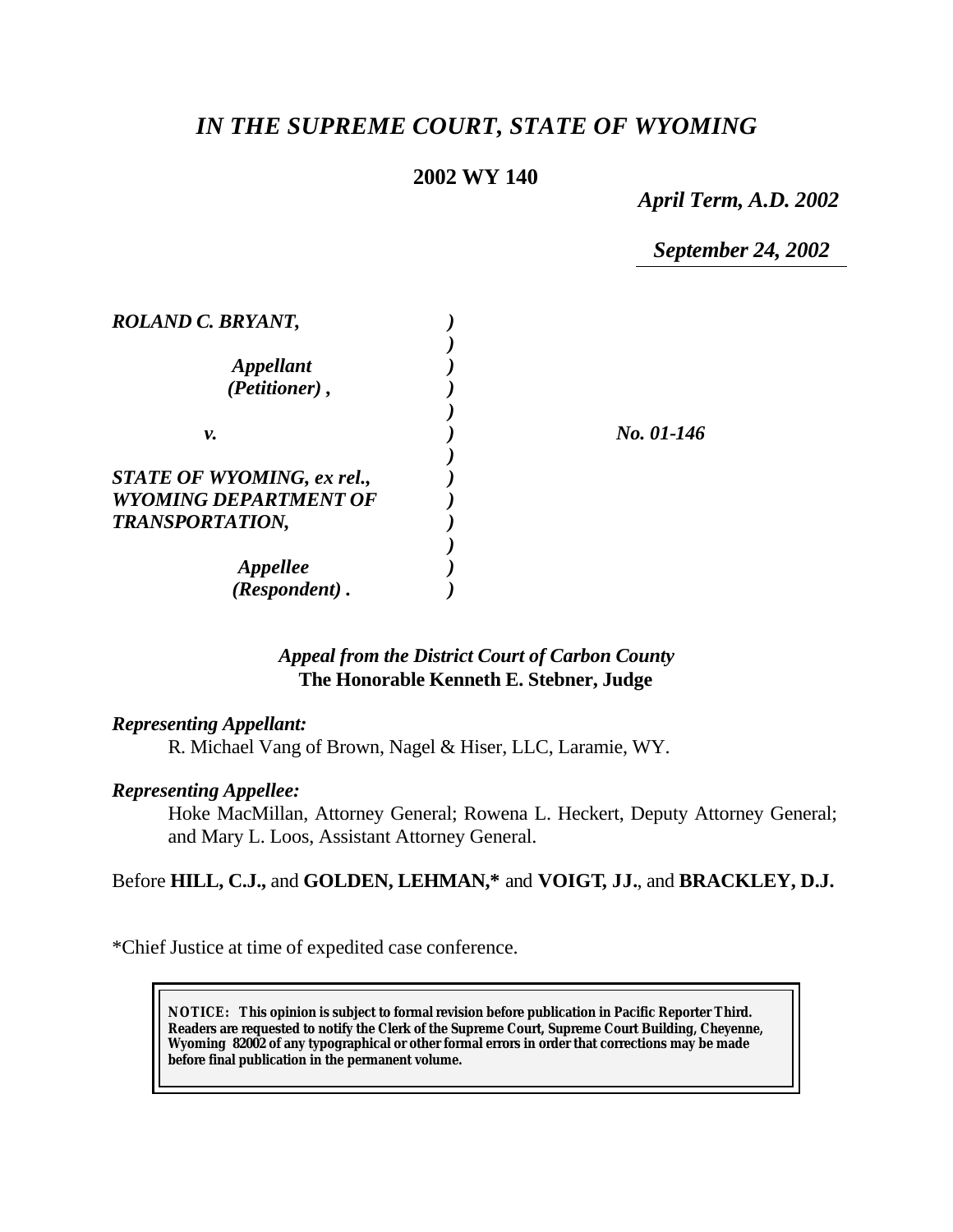# *IN THE SUPREME COURT, STATE OF WYOMING*

**2002 WY 140**

*April Term, A.D. 2002*

*September 24, 2002*

| | | |
|---|---|---|
| ***ROLAND C. BRYANT,*** | ***)*** | |
| | ***)*** | |
| ***Appellant*** | ***)*** | |
| ***(Petitioner) ,*** | ***)*** | |
| | ***)*** | |
| ***v.*** | ***)*** | ***No. 01-146*** |
| | ***)*** | |
| ***STATE OF WYOMING, ex rel.,*** | ***)*** | |
| ***WYOMING DEPARTMENT OF*** | ***)*** | |
| ***TRANSPORTATION,*** | ***)*** | |
| | ***)*** | |
| ***Appellee*** | ***)*** | |
| ***(Respondent) .*** | ***)*** | |

*Appeal from the District Court of Carbon County*
**The Honorable Kenneth E. Stebner, Judge**

***Representing Appellant:***

R. Michael Vang of Brown, Nagel & Hiser, LLC, Laramie, WY.

***Representing Appellee:***

Hoke MacMillan, Attorney General; Rowena L. Heckert, Deputy Attorney General; and Mary L. Loos, Assistant Attorney General.

Before **HILL, C.J.,** and **GOLDEN, LEHMAN,\*** and **VOIGT, JJ.**, and **BRACKLEY, D.J.**

\*Chief Justice at time of expedited case conference.

**NOTICE: This opinion is subject to formal revision before publication in Pacific Reporter Third. Readers are requested to notify the Clerk of the Supreme Court, Supreme Court Building, Cheyenne, Wyoming 82002 of any typographical or other formal errors in order that corrections may be made before final publication in the permanent volume.**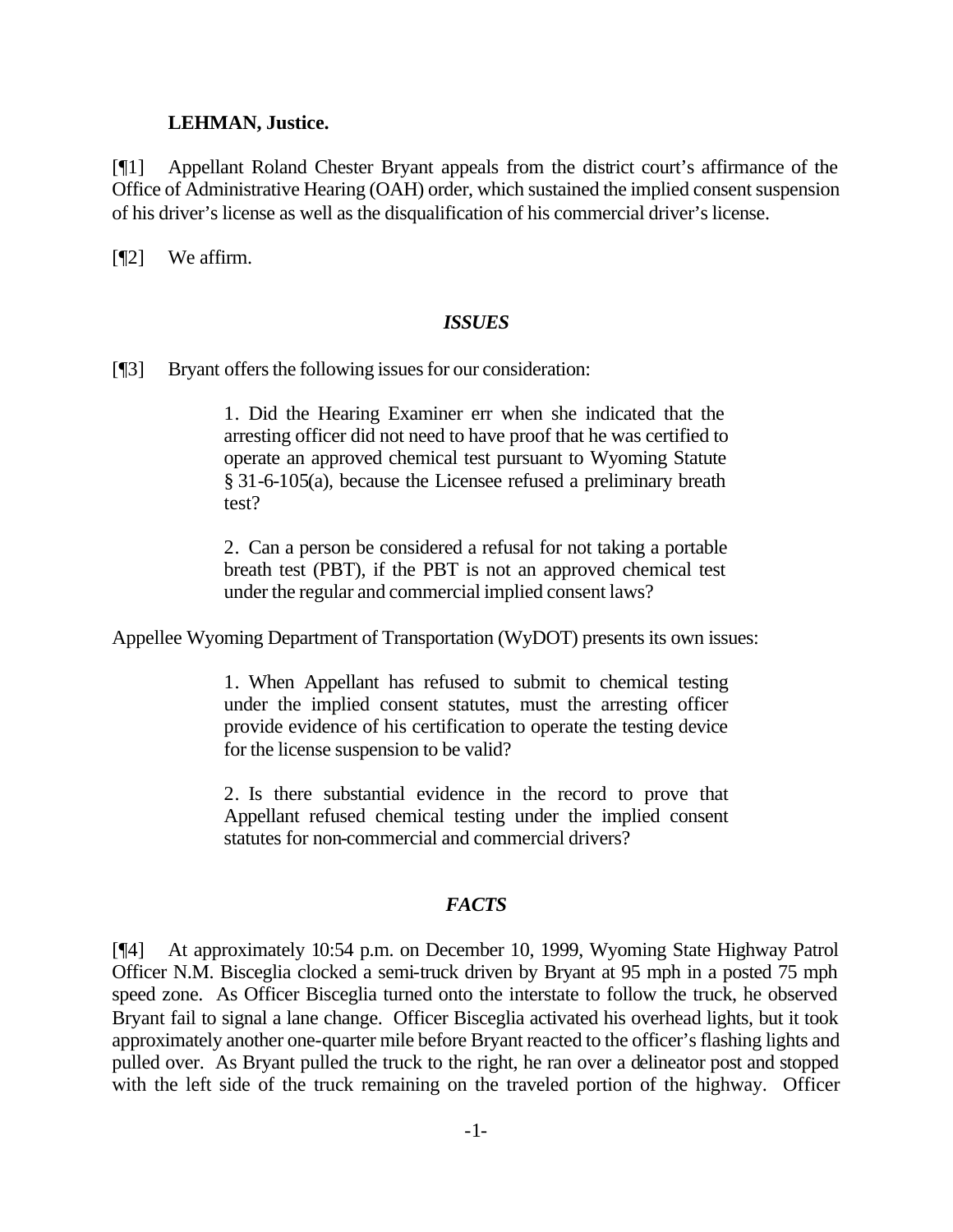**LEHMAN, Justice.**

[¶1] Appellant Roland Chester Bryant appeals from the district court's affirmance of the Office of Administrative Hearing (OAH) order, which sustained the implied consent suspension of his driver's license as well as the disqualification of his commercial driver's license.

[¶2] We affirm.

## *ISSUES*

[¶3] Bryant offers the following issues for our consideration:

> 1. Did the Hearing Examiner err when she indicated that the arresting officer did not need to have proof that he was certified to operate an approved chemical test pursuant to Wyoming Statute § 31-6-105(a), because the Licensee refused a preliminary breath test?
>
> 2. Can a person be considered a refusal for not taking a portable breath test (PBT), if the PBT is not an approved chemical test under the regular and commercial implied consent laws?

Appellee Wyoming Department of Transportation (WyDOT) presents its own issues:

> 1. When Appellant has refused to submit to chemical testing under the implied consent statutes, must the arresting officer provide evidence of his certification to operate the testing device for the license suspension to be valid?
>
> 2. Is there substantial evidence in the record to prove that Appellant refused chemical testing under the implied consent statutes for non-commercial and commercial drivers?

## *FACTS*

[¶4] At approximately 10:54 p.m. on December 10, 1999, Wyoming State Highway Patrol Officer N.M. Bisceglia clocked a semi-truck driven by Bryant at 95 mph in a posted 75 mph speed zone. As Officer Bisceglia turned onto the interstate to follow the truck, he observed Bryant fail to signal a lane change. Officer Bisceglia activated his overhead lights, but it took approximately another one-quarter mile before Bryant reacted to the officer's flashing lights and pulled over. As Bryant pulled the truck to the right, he ran over a delineator post and stopped with the left side of the truck remaining on the traveled portion of the highway. Officer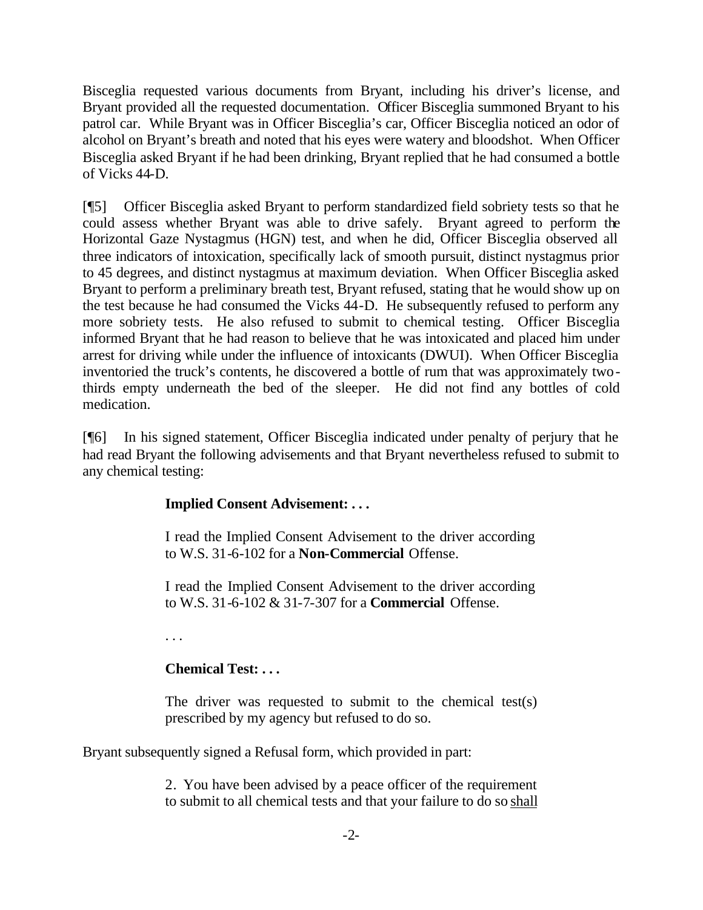Bisceglia requested various documents from Bryant, including his driver's license, and Bryant provided all the requested documentation. Officer Bisceglia summoned Bryant to his patrol car. While Bryant was in Officer Bisceglia's car, Officer Bisceglia noticed an odor of alcohol on Bryant's breath and noted that his eyes were watery and bloodshot. When Officer Bisceglia asked Bryant if he had been drinking, Bryant replied that he had consumed a bottle of Vicks 44-D.

[¶5] Officer Bisceglia asked Bryant to perform standardized field sobriety tests so that he could assess whether Bryant was able to drive safely. Bryant agreed to perform the Horizontal Gaze Nystagmus (HGN) test, and when he did, Officer Bisceglia observed all three indicators of intoxication, specifically lack of smooth pursuit, distinct nystagmus prior to 45 degrees, and distinct nystagmus at maximum deviation. When Officer Bisceglia asked Bryant to perform a preliminary breath test, Bryant refused, stating that he would show up on the test because he had consumed the Vicks 44-D. He subsequently refused to perform any more sobriety tests. He also refused to submit to chemical testing. Officer Bisceglia informed Bryant that he had reason to believe that he was intoxicated and placed him under arrest for driving while under the influence of intoxicants (DWUI). When Officer Bisceglia inventoried the truck's contents, he discovered a bottle of rum that was approximately two-thirds empty underneath the bed of the sleeper. He did not find any bottles of cold medication.

[¶6] In his signed statement, Officer Bisceglia indicated under penalty of perjury that he had read Bryant the following advisements and that Bryant nevertheless refused to submit to any chemical testing:

> **Implied Consent Advisement: . . .**
>
> I read the Implied Consent Advisement to the driver according to W.S. 31-6-102 for a **Non-Commercial** Offense.
>
> I read the Implied Consent Advisement to the driver according to W.S. 31-6-102 & 31-7-307 for a **Commercial** Offense.
>
> . . .
>
> **Chemical Test: . . .**
>
> The driver was requested to submit to the chemical test(s) prescribed by my agency but refused to do so.

Bryant subsequently signed a Refusal form, which provided in part:

> 2. You have been advised by a peace officer of the requirement to submit to all chemical tests and that your failure to do so <u>shall</u>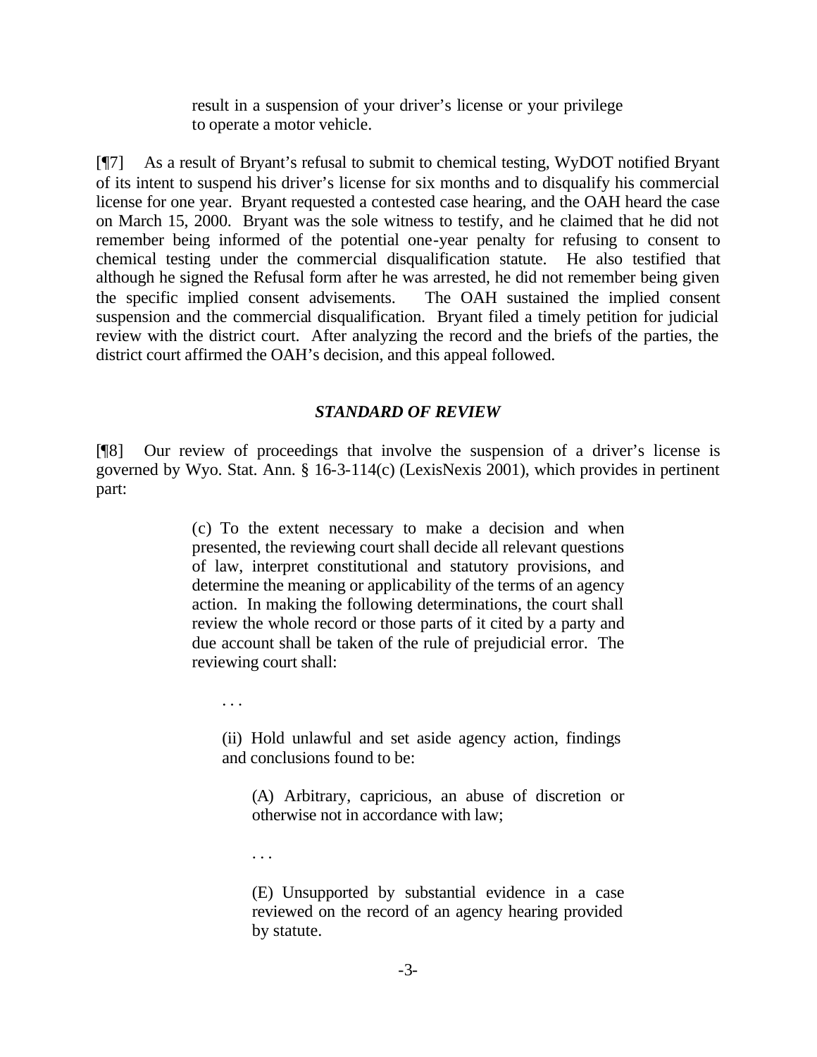> result in a suspension of your driver's license or your privilege to operate a motor vehicle.

[¶7] As a result of Bryant's refusal to submit to chemical testing, WyDOT notified Bryant of its intent to suspend his driver's license for six months and to disqualify his commercial license for one year. Bryant requested a contested case hearing, and the OAH heard the case on March 15, 2000. Bryant was the sole witness to testify, and he claimed that he did not remember being informed of the potential one-year penalty for refusing to consent to chemical testing under the commercial disqualification statute. He also testified that although he signed the Refusal form after he was arrested, he did not remember being given the specific implied consent advisements. The OAH sustained the implied consent suspension and the commercial disqualification. Bryant filed a timely petition for judicial review with the district court. After analyzing the record and the briefs of the parties, the district court affirmed the OAH's decision, and this appeal followed.

### *STANDARD OF REVIEW*

[¶8] Our review of proceedings that involve the suspension of a driver's license is governed by Wyo. Stat. Ann. § 16-3-114(c) (LexisNexis 2001), which provides in pertinent part:

> (c) To the extent necessary to make a decision and when presented, the reviewing court shall decide all relevant questions of law, interpret constitutional and statutory provisions, and determine the meaning or applicability of the terms of an agency action. In making the following determinations, the court shall review the whole record or those parts of it cited by a party and due account shall be taken of the rule of prejudicial error. The reviewing court shall:
>
> . . .
>
> (ii) Hold unlawful and set aside agency action, findings and conclusions found to be:
>
> (A) Arbitrary, capricious, an abuse of discretion or otherwise not in accordance with law;
>
> . . .
>
> (E) Unsupported by substantial evidence in a case reviewed on the record of an agency hearing provided by statute.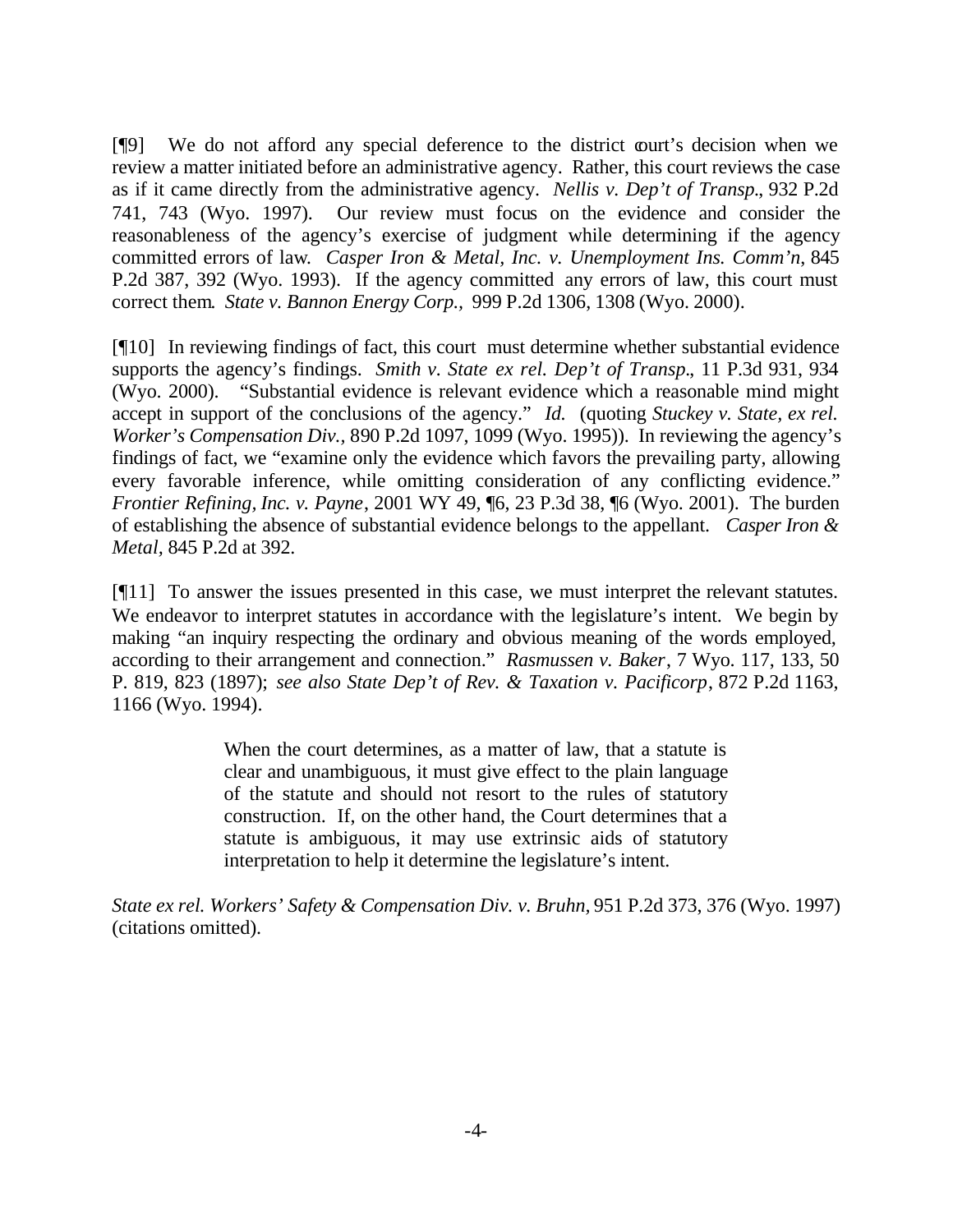[¶9] We do not afford any special deference to the district court's decision when we review a matter initiated before an administrative agency. Rather, this court reviews the case as if it came directly from the administrative agency. *Nellis v. Dep't of Transp.*, 932 P.2d 741, 743 (Wyo. 1997). Our review must focus on the evidence and consider the reasonableness of the agency's exercise of judgment while determining if the agency committed errors of law. *Casper Iron & Metal, Inc. v. Unemployment Ins. Comm'n*, 845 P.2d 387, 392 (Wyo. 1993). If the agency committed any errors of law, this court must correct them. *State v. Bannon Energy Corp.*, 999 P.2d 1306, 1308 (Wyo. 2000).

[¶10] In reviewing findings of fact, this court must determine whether substantial evidence supports the agency's findings. *Smith v. State ex rel. Dep't of Transp.*, 11 P.3d 931, 934 (Wyo. 2000). "Substantial evidence is relevant evidence which a reasonable mind might accept in support of the conclusions of the agency." *Id.* (quoting *Stuckey v. State, ex rel. Worker's Compensation Div.*, 890 P.2d 1097, 1099 (Wyo. 1995)). In reviewing the agency's findings of fact, we "examine only the evidence which favors the prevailing party, allowing every favorable inference, while omitting consideration of any conflicting evidence." *Frontier Refining, Inc. v. Payne*, 2001 WY 49, ¶6, 23 P.3d 38, ¶6 (Wyo. 2001). The burden of establishing the absence of substantial evidence belongs to the appellant. *Casper Iron & Metal*, 845 P.2d at 392.

[¶11] To answer the issues presented in this case, we must interpret the relevant statutes. We endeavor to interpret statutes in accordance with the legislature's intent. We begin by making "an inquiry respecting the ordinary and obvious meaning of the words employed, according to their arrangement and connection." *Rasmussen v. Baker*, 7 Wyo. 117, 133, 50 P. 819, 823 (1897); *see also State Dep't of Rev. & Taxation v. Pacificorp*, 872 P.2d 1163, 1166 (Wyo. 1994).

> When the court determines, as a matter of law, that a statute is clear and unambiguous, it must give effect to the plain language of the statute and should not resort to the rules of statutory construction. If, on the other hand, the Court determines that a statute is ambiguous, it may use extrinsic aids of statutory interpretation to help it determine the legislature's intent.

*State ex rel. Workers' Safety & Compensation Div. v. Bruhn*, 951 P.2d 373, 376 (Wyo. 1997) (citations omitted).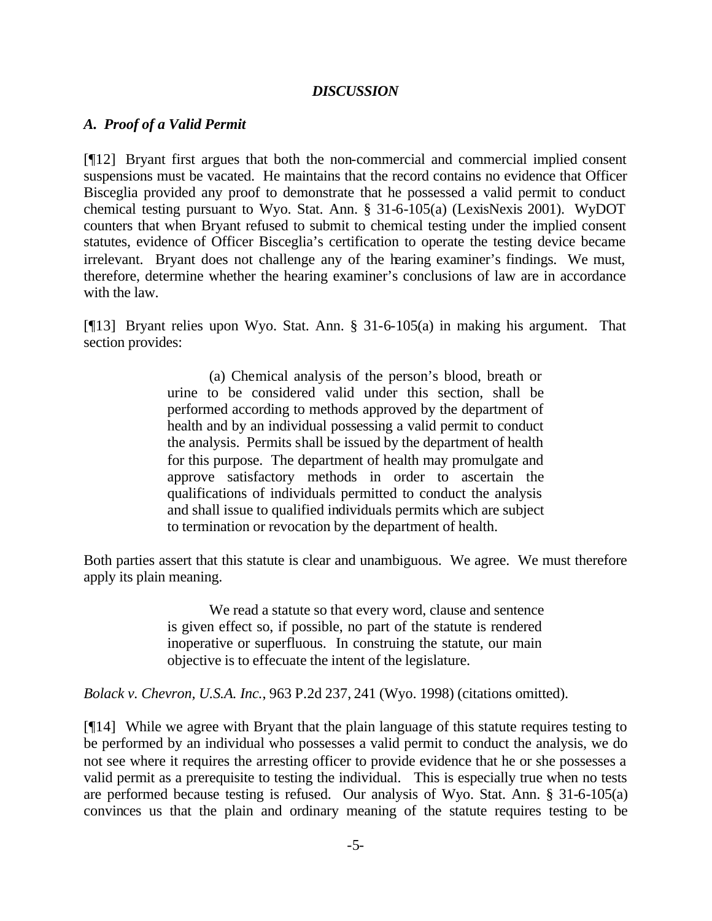## *DISCUSSION*

### *A. Proof of a Valid Permit*

[¶12] Bryant first argues that both the non-commercial and commercial implied consent suspensions must be vacated. He maintains that the record contains no evidence that Officer Bisceglia provided any proof to demonstrate that he possessed a valid permit to conduct chemical testing pursuant to Wyo. Stat. Ann. § 31-6-105(a) (LexisNexis 2001). WyDOT counters that when Bryant refused to submit to chemical testing under the implied consent statutes, evidence of Officer Bisceglia's certification to operate the testing device became irrelevant. Bryant does not challenge any of the hearing examiner's findings. We must, therefore, determine whether the hearing examiner's conclusions of law are in accordance with the law.

[¶13] Bryant relies upon Wyo. Stat. Ann. § 31-6-105(a) in making his argument. That section provides:

> (a) Chemical analysis of the person's blood, breath or urine to be considered valid under this section, shall be performed according to methods approved by the department of health and by an individual possessing a valid permit to conduct the analysis. Permits shall be issued by the department of health for this purpose. The department of health may promulgate and approve satisfactory methods in order to ascertain the qualifications of individuals permitted to conduct the analysis and shall issue to qualified individuals permits which are subject to termination or revocation by the department of health.

Both parties assert that this statute is clear and unambiguous. We agree. We must therefore apply its plain meaning.

> We read a statute so that every word, clause and sentence is given effect so, if possible, no part of the statute is rendered inoperative or superfluous. In construing the statute, our main objective is to effecuate the intent of the legislature.

*Bolack v. Chevron, U.S.A. Inc.*, 963 P.2d 237, 241 (Wyo. 1998) (citations omitted).

[¶14] While we agree with Bryant that the plain language of this statute requires testing to be performed by an individual who possesses a valid permit to conduct the analysis, we do not see where it requires the arresting officer to provide evidence that he or she possesses a valid permit as a prerequisite to testing the individual. This is especially true when no tests are performed because testing is refused. Our analysis of Wyo. Stat. Ann. § 31-6-105(a) convinces us that the plain and ordinary meaning of the statute requires testing to be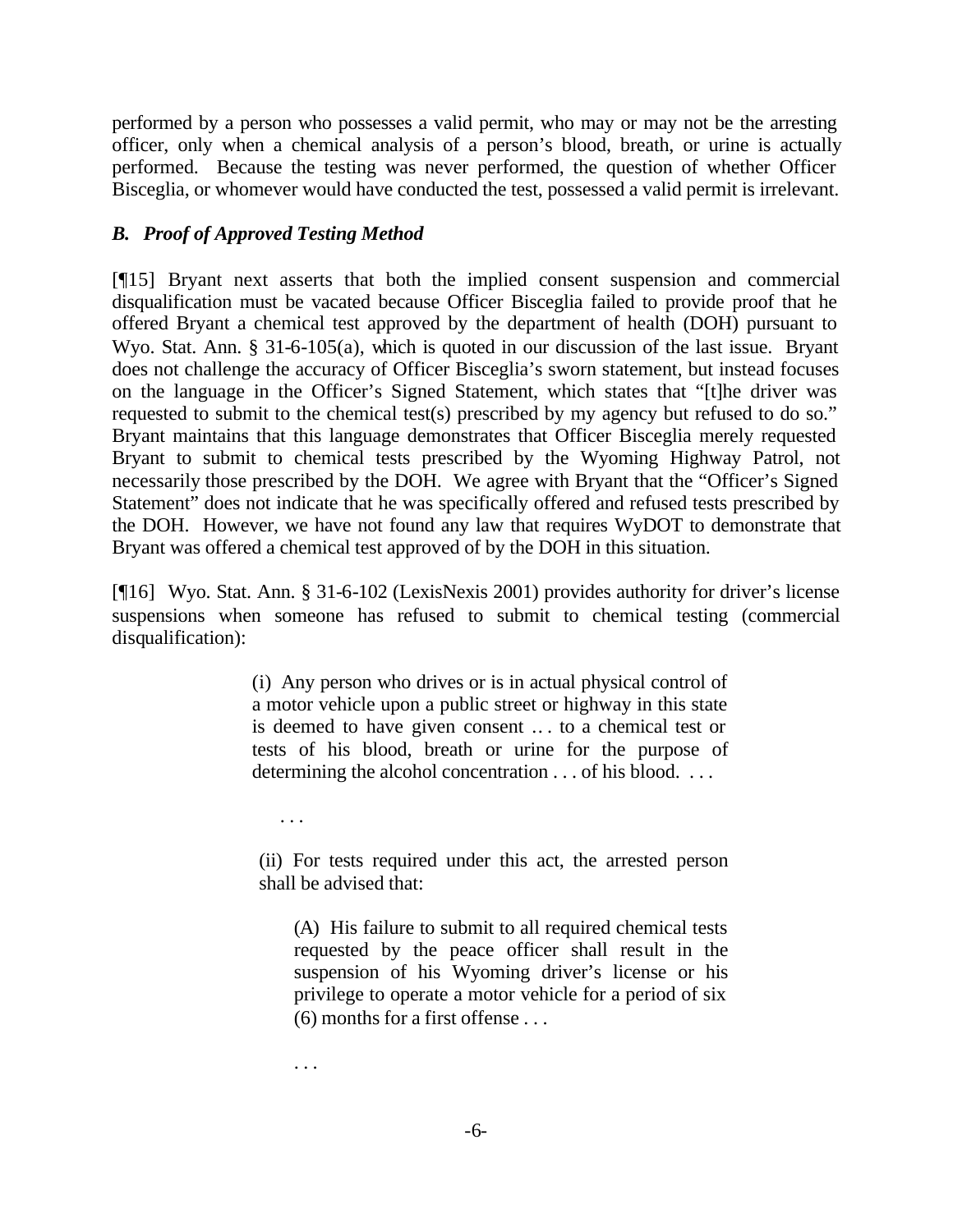performed by a person who possesses a valid permit, who may or may not be the arresting officer, only when a chemical analysis of a person's blood, breath, or urine is actually performed. Because the testing was never performed, the question of whether Officer Bisceglia, or whomever would have conducted the test, possessed a valid permit is irrelevant.

### *B. Proof of Approved Testing Method*

[¶15] Bryant next asserts that both the implied consent suspension and commercial disqualification must be vacated because Officer Bisceglia failed to provide proof that he offered Bryant a chemical test approved by the department of health (DOH) pursuant to Wyo. Stat. Ann. § 31-6-105(a), which is quoted in our discussion of the last issue. Bryant does not challenge the accuracy of Officer Bisceglia's sworn statement, but instead focuses on the language in the Officer's Signed Statement, which states that "[t]he driver was requested to submit to the chemical test(s) prescribed by my agency but refused to do so." Bryant maintains that this language demonstrates that Officer Bisceglia merely requested Bryant to submit to chemical tests prescribed by the Wyoming Highway Patrol, not necessarily those prescribed by the DOH. We agree with Bryant that the "Officer's Signed Statement" does not indicate that he was specifically offered and refused tests prescribed by the DOH. However, we have not found any law that requires WyDOT to demonstrate that Bryant was offered a chemical test approved of by the DOH in this situation.

[¶16] Wyo. Stat. Ann. § 31-6-102 (LexisNexis 2001) provides authority for driver's license suspensions when someone has refused to submit to chemical testing (commercial disqualification):

> (i) Any person who drives or is in actual physical control of a motor vehicle upon a public street or highway in this state is deemed to have given consent .. . to a chemical test or tests of his blood, breath or urine for the purpose of determining the alcohol concentration . . . of his blood. . . .
>
> . . .
>
> (ii) For tests required under this act, the arrested person shall be advised that:
>
> > (A) His failure to submit to all required chemical tests requested by the peace officer shall result in the suspension of his Wyoming driver's license or his privilege to operate a motor vehicle for a period of six (6) months for a first offense . . .
> >
> > . . .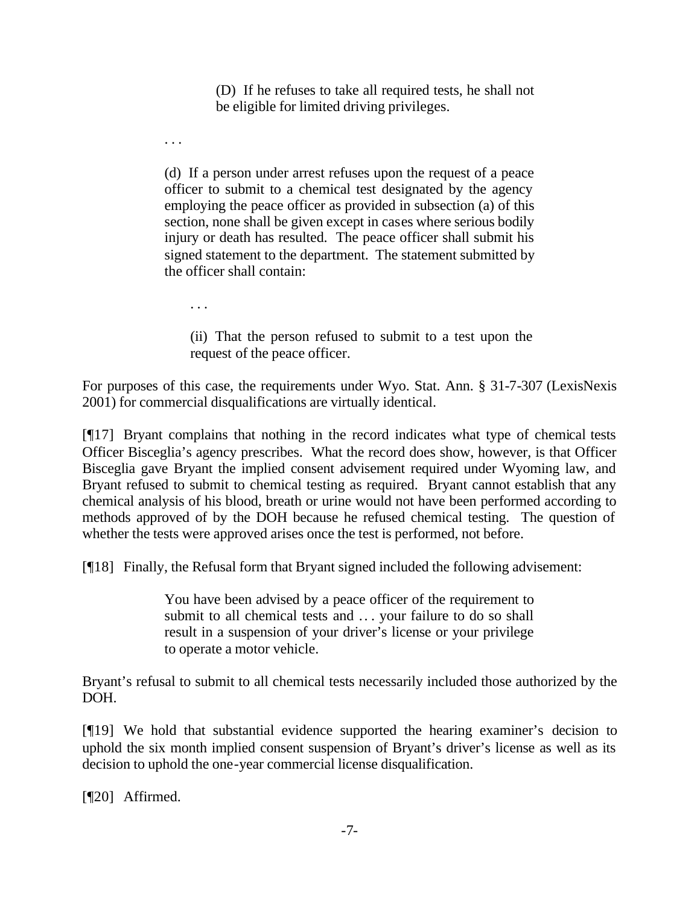> (D) If he refuses to take all required tests, he shall not be eligible for limited driving privileges.
>
> . . .
>
> (d) If a person under arrest refuses upon the request of a peace officer to submit to a chemical test designated by the agency employing the peace officer as provided in subsection (a) of this section, none shall be given except in cases where serious bodily injury or death has resulted. The peace officer shall submit his signed statement to the department. The statement submitted by the officer shall contain:
>
> . . .
>
> (ii) That the person refused to submit to a test upon the request of the peace officer.

For purposes of this case, the requirements under Wyo. Stat. Ann. § 31-7-307 (LexisNexis 2001) for commercial disqualifications are virtually identical.

[¶17] Bryant complains that nothing in the record indicates what type of chemical tests Officer Bisceglia's agency prescribes. What the record does show, however, is that Officer Bisceglia gave Bryant the implied consent advisement required under Wyoming law, and Bryant refused to submit to chemical testing as required. Bryant cannot establish that any chemical analysis of his blood, breath or urine would not have been performed according to methods approved of by the DOH because he refused chemical testing. The question of whether the tests were approved arises once the test is performed, not before.

[¶18] Finally, the Refusal form that Bryant signed included the following advisement:

> You have been advised by a peace officer of the requirement to submit to all chemical tests and . . . your failure to do so shall result in a suspension of your driver's license or your privilege to operate a motor vehicle.

Bryant's refusal to submit to all chemical tests necessarily included those authorized by the DOH.

[¶19] We hold that substantial evidence supported the hearing examiner's decision to uphold the six month implied consent suspension of Bryant's driver's license as well as its decision to uphold the one-year commercial license disqualification.

[¶20] Affirmed.